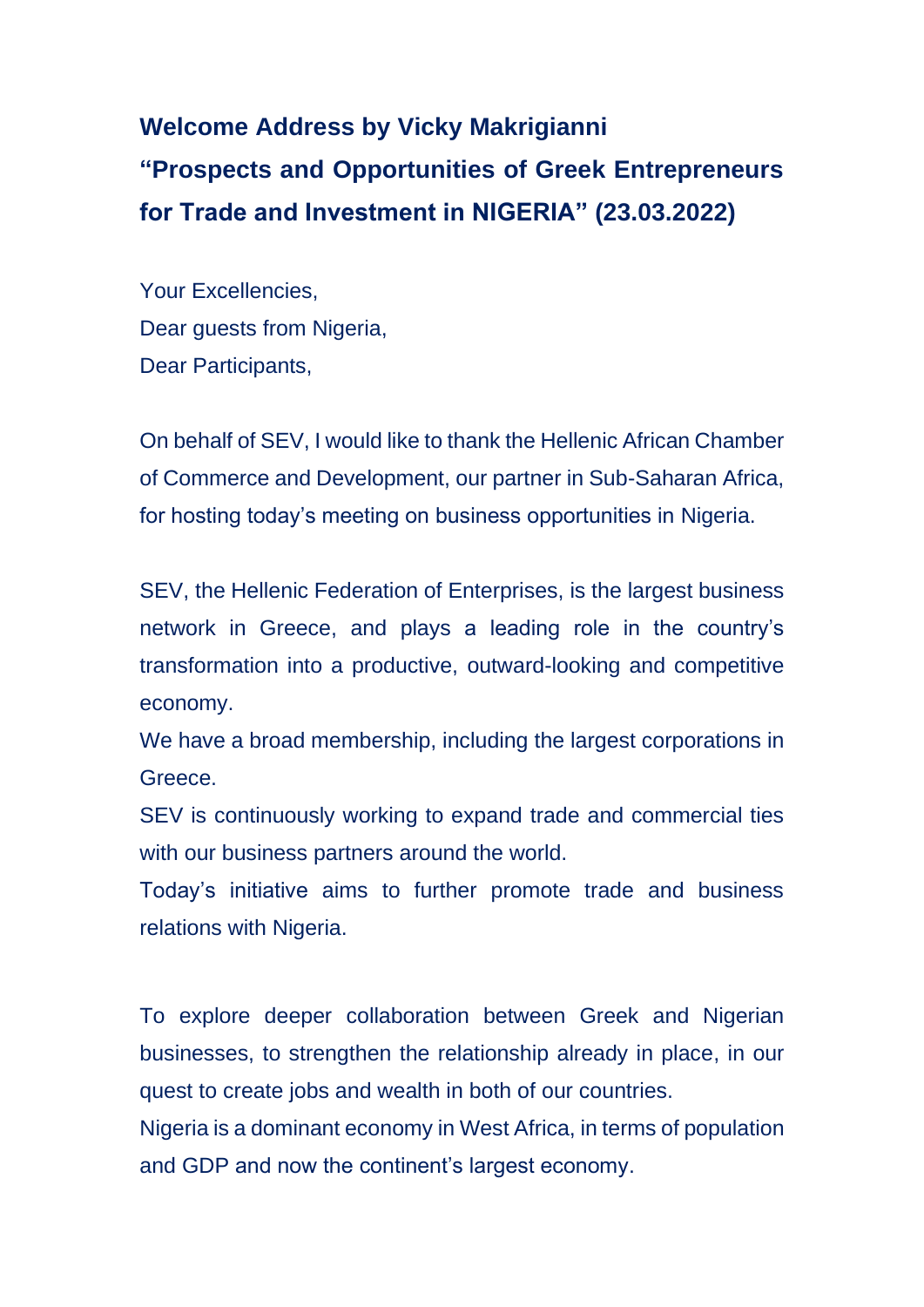# Welcome Address by Vicky Makrigianni
# "Prospects and Opportunities of Greek Entrepreneurs for Trade and Investment in NIGERIA" (23.03.2022)

Your Excellencies,
Dear guests from Nigeria,
Dear Participants,

On behalf of SEV, I would like to thank the Hellenic African Chamber of Commerce and Development, our partner in Sub-Saharan Africa, for hosting today's meeting on business opportunities in Nigeria.

SEV, the Hellenic Federation of Enterprises, is the largest business network in Greece, and plays a leading role in the country's transformation into a productive, outward-looking and competitive economy.
We have a broad membership, including the largest corporations in Greece.
SEV is continuously working to expand trade and commercial ties with our business partners around the world.
Today's initiative aims to further promote trade and business relations with Nigeria.

To explore deeper collaboration between Greek and Nigerian businesses, to strengthen the relationship already in place, in our quest to create jobs and wealth in both of our countries.
Nigeria is a dominant economy in West Africa, in terms of population and GDP and now the continent's largest economy.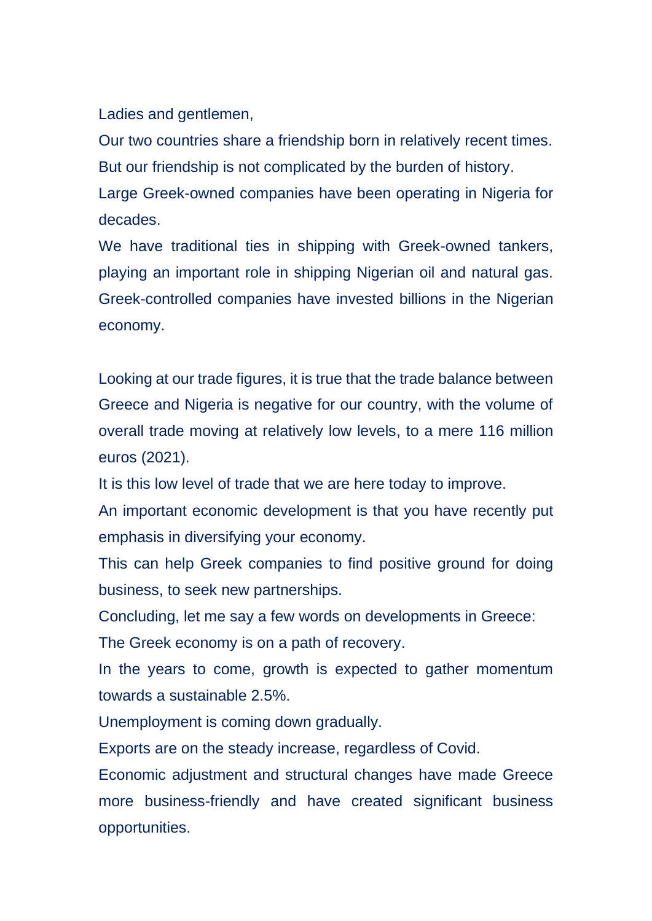Ladies and gentlemen,

Our two countries share a friendship born in relatively recent times.

But our friendship is not complicated by the burden of history.

Large Greek-owned companies have been operating in Nigeria for decades.

We have traditional ties in shipping with Greek-owned tankers, playing an important role in shipping Nigerian oil and natural gas. Greek-controlled companies have invested billions in the Nigerian economy.

Looking at our trade figures, it is true that the trade balance between Greece and Nigeria is negative for our country, with the volume of overall trade moving at relatively low levels, to a mere 116 million euros (2021).

It is this low level of trade that we are here today to improve.

An important economic development is that you have recently put emphasis in diversifying your economy.

This can help Greek companies to find positive ground for doing business, to seek new partnerships.

Concluding, let me say a few words on developments in Greece:

The Greek economy is on a path of recovery.

In the years to come, growth is expected to gather momentum towards a sustainable 2.5%.

Unemployment is coming down gradually.

Exports are on the steady increase, regardless of Covid.

Economic adjustment and structural changes have made Greece more business-friendly and have created significant business opportunities.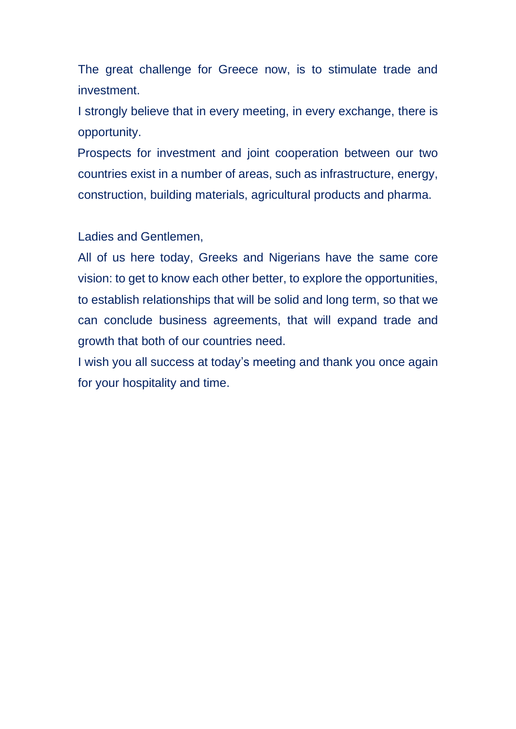The great challenge for Greece now, is to stimulate trade and investment.

I strongly believe that in every meeting, in every exchange, there is opportunity.

Prospects for investment and joint cooperation between our two countries exist in a number of areas, such as infrastructure, energy, construction, building materials, agricultural products and pharma.

Ladies and Gentlemen,

All of us here today, Greeks and Nigerians have the same core vision: to get to know each other better, to explore the opportunities, to establish relationships that will be solid and long term, so that we can conclude business agreements, that will expand trade and growth that both of our countries need.

I wish you all success at today's meeting and thank you once again for your hospitality and time.